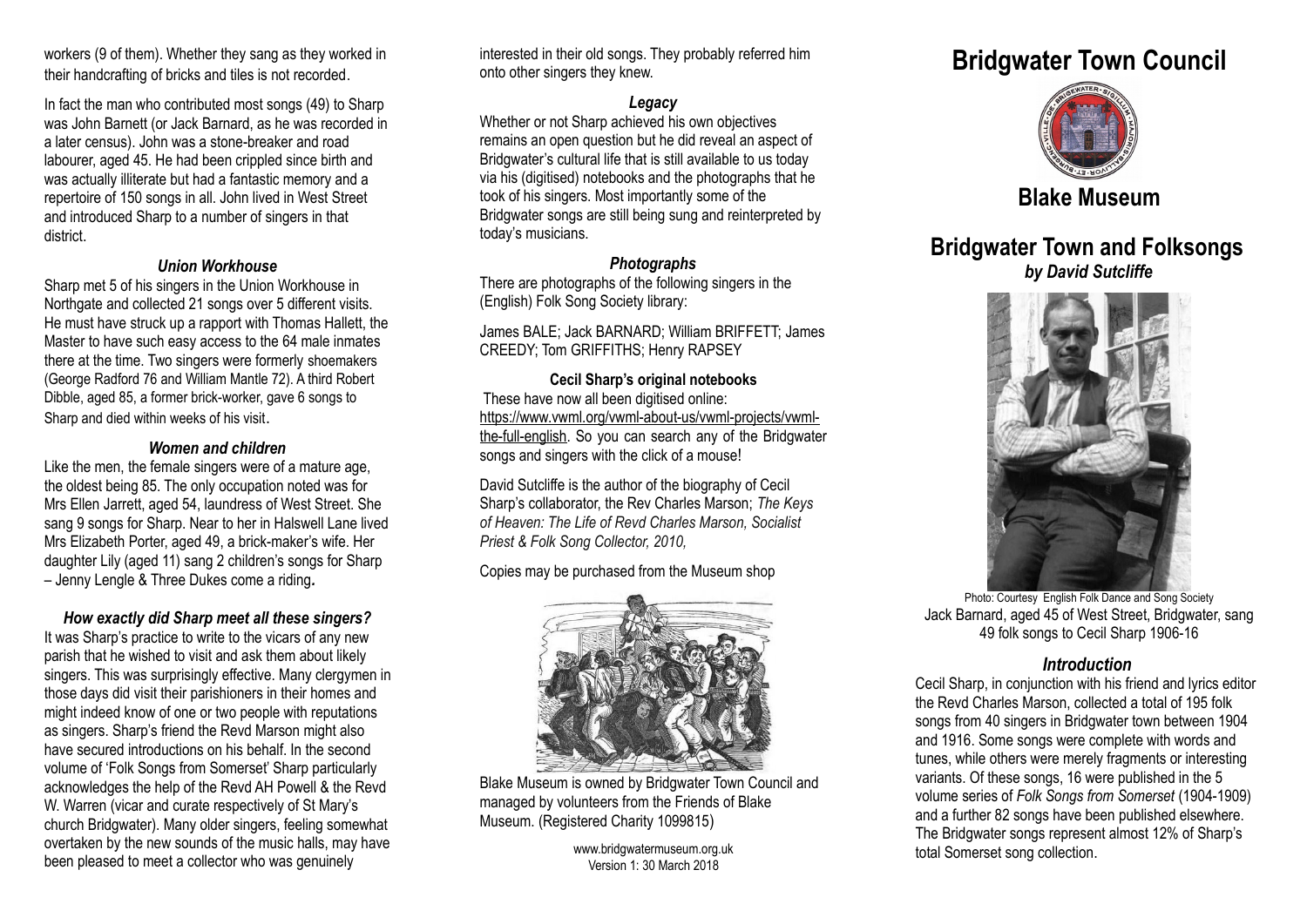workers (9 of them). Whether they sang as they worked in their handcrafting of bricks and tiles is not recorded.

In fact the man who contributed most songs (49) to Sharp was John Barnett (or Jack Barnard, as he was recorded in a later census). John was a stone-breaker and road labourer, aged 45. He had been crippled since birth and was actually illiterate but had a fantastic memory and a repertoire of 150 songs in all. John lived in West Street and introduced Sharp to a number of singers in that district.

### *Union Workhouse*

Sharp met 5 of his singers in the Union Workhouse in Northgate and collected 21 songs over 5 different visits. He must have struck up a rapport with Thomas Hallett, the Master to have such easy access to the 64 male inmates there at the time. Two singers were formerly shoemakers (George Radford 76 and William Mantle 72). A third Robert Dibble, aged 85, a former brick-worker, gave 6 songs to Sharp and died within weeks of his visit.

### *Women and children*

Like the men, the female singers were of a mature age, the oldest being 85. The only occupation noted was for Mrs Ellen Jarrett, aged 54, laundress of West Street. She sang 9 songs for Sharp. Near to her in Halswell Lane lived Mrs Elizabeth Porter, aged 49, a brick-maker's wife. Her daughter Lily (aged 11) sang 2 children's songs for Sharp – Jenny Lengle & Three Dukes come a riding.

### *How exactly did Sharp meet all these singers?*

It was Sharp's practice to write to the vicars of any new parish that he wished to visit and ask them about likely singers. This was surprisingly effective. Many clergymen in those days did visit their parishioners in their homes and might indeed know of one or two people with reputations as singers. Sharp's friend the Revd Marson might also have secured introductions on his behalf. In the second volume of 'Folk Songs from Somerset' Sharp particularly acknowledges the help of the Revd AH Powell & the Revd W. Warren (vicar and curate respectively of St Mary's church Bridgwater). Many older singers, feeling somewhat overtaken by the new sounds of the music halls, may have been pleased to meet a collector who was genuinely interested in their old songs. They probably referred him onto other singers they knew.

### *Legacy*

Whether or not Sharp achieved his own objectives remains an open question but he did reveal an aspect of Bridgwater's cultural life that is still available to us today via his (digitised) notebooks and the photographs that he took of his singers. Most importantly some of the Bridgwater songs are still being sung and reinterpreted by today's musicians.

### *Photographs*

There are photographs of the following singers in the (English) Folk Song Society library:

James BALE; Jack BARNARD; William BRIFFETT; James CREEDY; Tom GRIFFITHS; Henry RAPSEY

**Cecil Sharp's original notebooks**

These have now all been digitised online: https://www.vwml.org/vwml-about-us/vwml-projects/vwml-the-full-english. So you can search any of the Bridgwater songs and singers with the click of a mouse!

David Sutcliffe is the author of the biography of Cecil Sharp's collaborator, the Rev Charles Marson; *The Keys of Heaven: The Life of Revd Charles Marson, Socialist Priest & Folk Song Collector, 2010,*

Copies may be purchased from the Museum shop

Blake Museum is owned by Bridgwater Town Council and managed by volunteers from the Friends of Blake Museum. (Registered Charity 1099815)

www.bridgwatermuseum.org.uk
Version 1: 30 March 2018

# Bridgwater Town Council

## Blake Museum

## Bridgwater Town and Folksongs
***by David Sutcliffe***

Photo: Courtesy English Folk Dance and Song Society
Jack Barnard, aged 45 of West Street, Bridgwater, sang 49 folk songs to Cecil Sharp 1906-16

### *Introduction*

Cecil Sharp, in conjunction with his friend and lyrics editor the Revd Charles Marson, collected a total of 195 folk songs from 40 singers in Bridgwater town between 1904 and 1916. Some songs were complete with words and tunes, while others were merely fragments or interesting variants. Of these songs, 16 were published in the 5 volume series of *Folk Songs from Somerset* (1904-1909) and a further 82 songs have been published elsewhere. The Bridgwater songs represent almost 12% of Sharp's total Somerset song collection.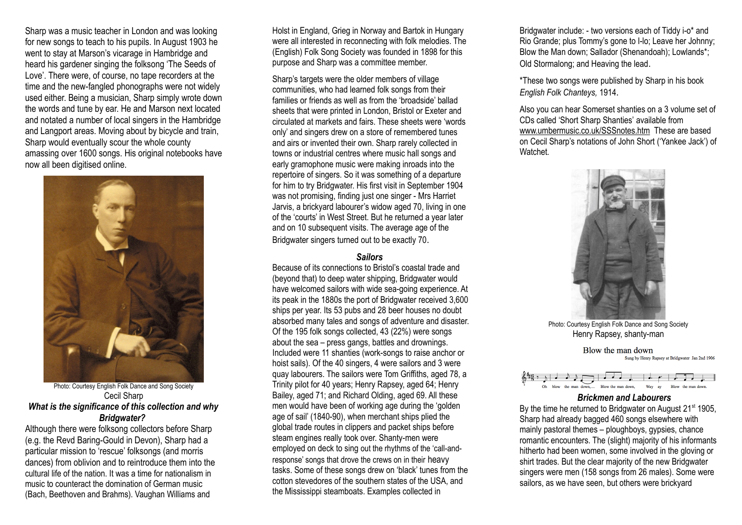Sharp was a music teacher in London and was looking for new songs to teach to his pupils. In August 1903 he went to stay at Marson's vicarage in Hambridge and heard his gardener singing the folksong 'The Seeds of Love'. There were, of course, no tape recorders at the time and the new-fangled phonographs were not widely used either. Being a musician, Sharp simply wrote down the words and tune by ear. He and Marson next located and notated a number of local singers in the Hambridge and Langport areas. Moving about by bicycle and train, Sharp would eventually scour the whole county amassing over 1600 songs. His original notebooks have now all been digitised online.

Photo: Courtesy English Folk Dance and Song Society

Cecil Sharp

***What is the significance of this collection and why Bridgwater?***

Although there were folksong collectors before Sharp (e.g. the Revd Baring-Gould in Devon), Sharp had a particular mission to 'rescue' folksongs (and morris dances) from oblivion and to reintroduce them into the cultural life of the nation. It was a time for nationalism in music to counteract the domination of German music (Bach, Beethoven and Brahms). Vaughan Williams and Holst in England, Grieg in Norway and Bartok in Hungary were all interested in reconnecting with folk melodies. The (English) Folk Song Society was founded in 1898 for this purpose and Sharp was a committee member.

Sharp's targets were the older members of village communities, who had learned folk songs from their families or friends as well as from the 'broadside' ballad sheets that were printed in London, Bristol or Exeter and circulated at markets and fairs. These sheets were 'words only' and singers drew on a store of remembered tunes and airs or invented their own. Sharp rarely collected in towns or industrial centres where music hall songs and early gramophone music were making inroads into the repertoire of singers. So it was something of a departure for him to try Bridgwater. His first visit in September 1904 was not promising, finding just one singer - Mrs Harriet Jarvis, a brickyard labourer's widow aged 70, living in one of the 'courts' in West Street. But he returned a year later and on 10 subsequent visits. The average age of the Bridgwater singers turned out to be exactly 70.

***Sailors***

Because of its connections to Bristol's coastal trade and (beyond that) to deep water shipping, Bridgwater would have welcomed sailors with wide sea-going experience. At its peak in the 1880s the port of Bridgwater received 3,600 ships per year. Its 53 pubs and 28 beer houses no doubt absorbed many tales and songs of adventure and disaster. Of the 195 folk songs collected, 43 (22%) were songs about the sea – press gangs, battles and drownings. Included were 11 shanties (work-songs to raise anchor or hoist sails). Of the 40 singers, 4 were sailors and 3 were quay labourers. The sailors were Tom Griffiths, aged 78, a Trinity pilot for 40 years; Henry Rapsey, aged 64; Henry Bailey, aged 71; and Richard Olding, aged 69. All these men would have been of working age during the 'golden age of sail' (1840-90), when merchant ships plied the global trade routes in clippers and packet ships before steam engines really took over. Shanty-men were employed on deck to sing out the rhythms of the 'call-and-response' songs that drove the crews on in their heavy tasks. Some of these songs drew on 'black' tunes from the cotton stevedores of the southern states of the USA, and the Mississippi steamboats. Examples collected in Bridgwater include: - two versions each of Tiddy i-o* and Rio Grande; plus Tommy's gone to I-lo; Leave her Johnny; Blow the Man down; Sallador (Shenandoah); Lowlands*; Old Stormalong; and Heaving the lead.

*These two songs were published by Sharp in his book *English Folk Chanteys,* 1914.

Also you can hear Somerset shanties on a 3 volume set of CDs called 'Short Sharp Shanties' available from www.umbermusic.co.uk/SSSnotes.htm These are based on Cecil Sharp's notations of John Short ('Yankee Jack') of Watchet.

Photo: Courtesy English Folk Dance and Song Society

Henry Rapsey, shanty-man

Blow the man down

Sung by Henry Rapsey at Bridgwater Jan 2nd 1906

***Brickmen and Labourers***

By the time he returned to Bridgwater on August 21st 1905, Sharp had already bagged 460 songs elsewhere with mainly pastoral themes – ploughboys, gypsies, chance romantic encounters. The (slight) majority of his informants hitherto had been women, some involved in the gloving or shirt trades. But the clear majority of the new Bridgwater singers were men (158 songs from 26 males). Some were sailors, as we have seen, but others were brickyard